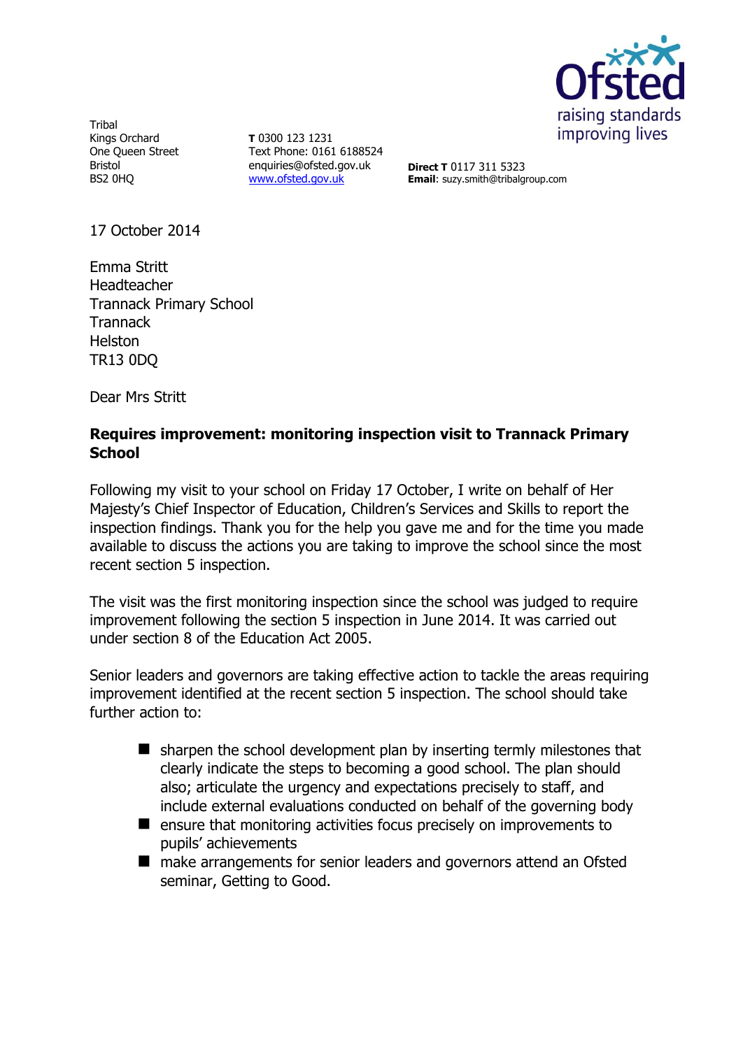Tribal
Kings Orchard
One Queen Street
Bristol
BS2 0HQ

**T** 0300 123 1231
Text Phone: 0161 6188524
enquiries@ofsted.gov.uk
www.ofsted.gov.uk

**Direct T** 0117 311 5323
**Email**: suzy.smith@tribalgroup.com

17 October 2014

Emma Stritt
Headteacher
Trannack Primary School
Trannack
Helston
TR13 0DQ

Dear Mrs Stritt

**Requires improvement: monitoring inspection visit to Trannack Primary School**

Following my visit to your school on Friday 17 October, I write on behalf of Her Majesty's Chief Inspector of Education, Children's Services and Skills to report the inspection findings. Thank you for the help you gave me and for the time you made available to discuss the actions you are taking to improve the school since the most recent section 5 inspection.

The visit was the first monitoring inspection since the school was judged to require improvement following the section 5 inspection in June 2014. It was carried out under section 8 of the Education Act 2005.

Senior leaders and governors are taking effective action to tackle the areas requiring improvement identified at the recent section 5 inspection. The school should take further action to:

- sharpen the school development plan by inserting termly milestones that clearly indicate the steps to becoming a good school. The plan should also; articulate the urgency and expectations precisely to staff, and include external evaluations conducted on behalf of the governing body
- ensure that monitoring activities focus precisely on improvements to pupils' achievements
- make arrangements for senior leaders and governors attend an Ofsted seminar, Getting to Good.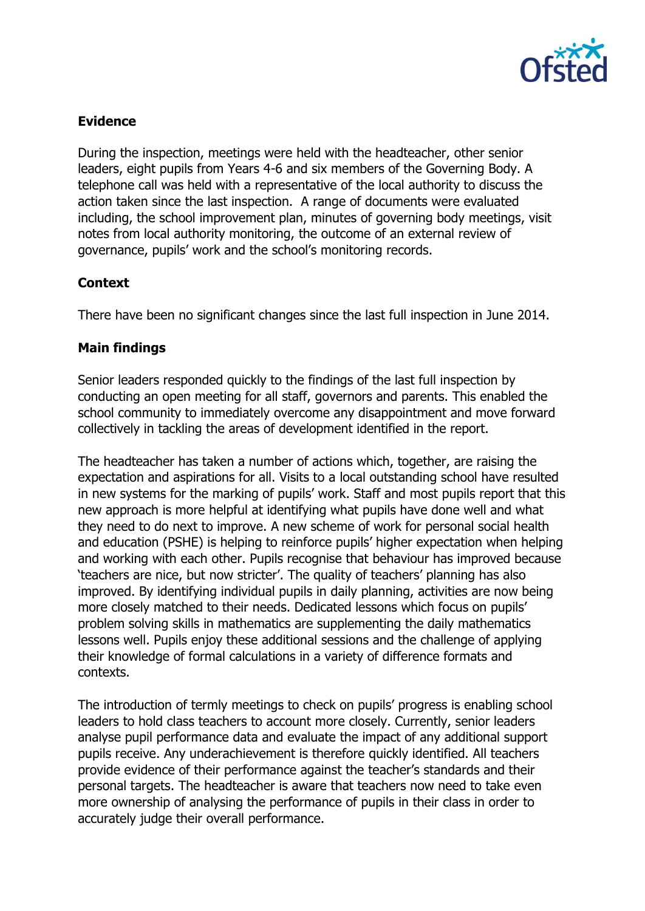## Evidence

During the inspection, meetings were held with the headteacher, other senior leaders, eight pupils from Years 4-6 and six members of the Governing Body. A telephone call was held with a representative of the local authority to discuss the action taken since the last inspection. A range of documents were evaluated including, the school improvement plan, minutes of governing body meetings, visit notes from local authority monitoring, the outcome of an external review of governance, pupils' work and the school's monitoring records.

## Context

There have been no significant changes since the last full inspection in June 2014.

## Main findings

Senior leaders responded quickly to the findings of the last full inspection by conducting an open meeting for all staff, governors and parents. This enabled the school community to immediately overcome any disappointment and move forward collectively in tackling the areas of development identified in the report.

The headteacher has taken a number of actions which, together, are raising the expectation and aspirations for all. Visits to a local outstanding school have resulted in new systems for the marking of pupils' work. Staff and most pupils report that this new approach is more helpful at identifying what pupils have done well and what they need to do next to improve. A new scheme of work for personal social health and education (PSHE) is helping to reinforce pupils' higher expectation when helping and working with each other. Pupils recognise that behaviour has improved because 'teachers are nice, but now stricter'. The quality of teachers' planning has also improved. By identifying individual pupils in daily planning, activities are now being more closely matched to their needs. Dedicated lessons which focus on pupils' problem solving skills in mathematics are supplementing the daily mathematics lessons well. Pupils enjoy these additional sessions and the challenge of applying their knowledge of formal calculations in a variety of difference formats and contexts.

The introduction of termly meetings to check on pupils' progress is enabling school leaders to hold class teachers to account more closely. Currently, senior leaders analyse pupil performance data and evaluate the impact of any additional support pupils receive. Any underachievement is therefore quickly identified. All teachers provide evidence of their performance against the teacher's standards and their personal targets. The headteacher is aware that teachers now need to take even more ownership of analysing the performance of pupils in their class in order to accurately judge their overall performance.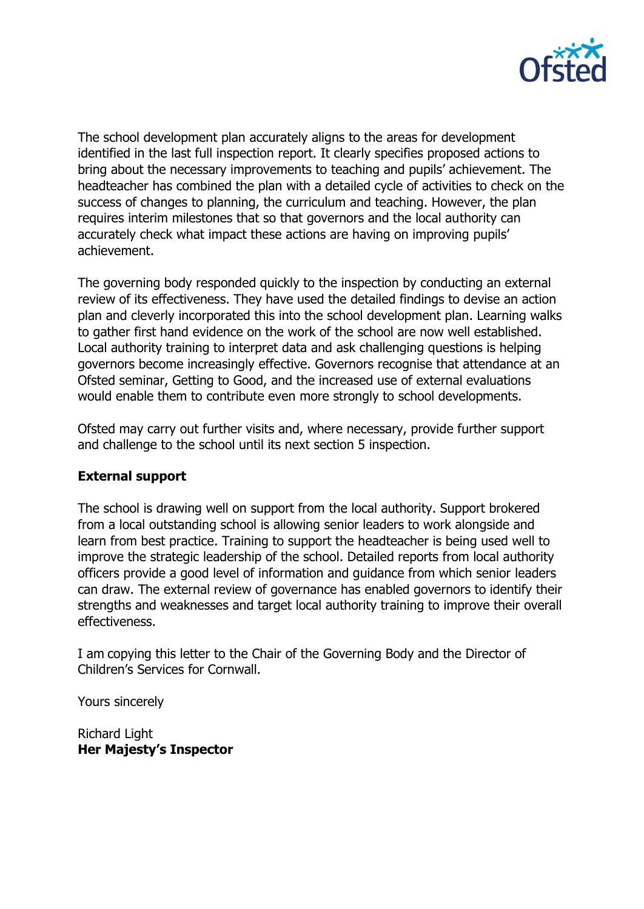The school development plan accurately aligns to the areas for development identified in the last full inspection report. It clearly specifies proposed actions to bring about the necessary improvements to teaching and pupils' achievement. The headteacher has combined the plan with a detailed cycle of activities to check on the success of changes to planning, the curriculum and teaching. However, the plan requires interim milestones that so that governors and the local authority can accurately check what impact these actions are having on improving pupils' achievement.

The governing body responded quickly to the inspection by conducting an external review of its effectiveness. They have used the detailed findings to devise an action plan and cleverly incorporated this into the school development plan. Learning walks to gather first hand evidence on the work of the school are now well established. Local authority training to interpret data and ask challenging questions is helping governors become increasingly effective. Governors recognise that attendance at an Ofsted seminar, Getting to Good, and the increased use of external evaluations would enable them to contribute even more strongly to school developments.

Ofsted may carry out further visits and, where necessary, provide further support and challenge to the school until its next section 5 inspection.

**External support**

The school is drawing well on support from the local authority. Support brokered from a local outstanding school is allowing senior leaders to work alongside and learn from best practice. Training to support the headteacher is being used well to improve the strategic leadership of the school. Detailed reports from local authority officers provide a good level of information and guidance from which senior leaders can draw. The external review of governance has enabled governors to identify their strengths and weaknesses and target local authority training to improve their overall effectiveness.

I am copying this letter to the Chair of the Governing Body and the Director of Children's Services for Cornwall.

Yours sincerely

Richard Light
**Her Majesty's Inspector**